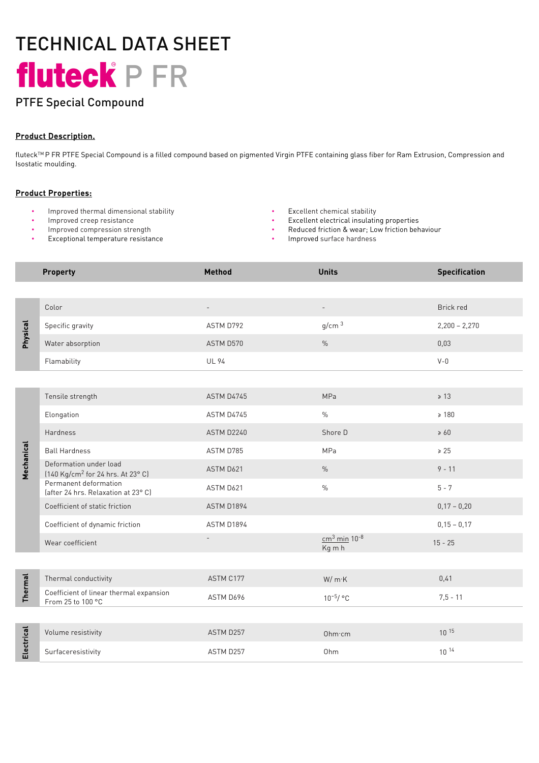# TECHNICAL DATA SHEET

# fluteck® P FR

## PTFE Special Compound

**Product Description.**

fluteck™ P FR PTFE Special Compound is a filled compound based on pigmented Virgin PTFE containing glass fiber for Ram Extrusion, Compression and Isostatic moulding.

**Product Properties:**

- Improved thermal dimensional stability
- Improved creep resistance
- Improved compression strength
- Exceptional temperature resistance
- Excellent chemical stability
- Excellent electrical insulating properties
- Reduced friction & wear; Low friction behaviour
- Improved surface hardness

| | Property | Method | Units | Specification |
|---|---|---|---|---|
| **Physical** | Color | - | - | Brick red |
| | Specific gravity | ASTM D792 | g/cm $^3$ | 2,200 – 2,270 |
| | Water absorption | ASTM D570 | % | 0,03 |
| | Flamability | UL 94 | | V-0 |
| **Mechanical** | Tensile strength | ASTM D4745 | MPa | ≥ 13 |
| | Elongation | ASTM D4745 | % | ≥ 180 |
| | Hardness | ASTM D2240 | Shore D | ≥ 60 |
| | Ball Hardness | ASTM D785 | MPa | ≥ 25 |
| | Deformation under load (140 Kg/cm$^2$ for 24 hrs. At 23° C) | ASTM D621 | % | 9 - 11 |
| | Permanent deformation (after 24 hrs. Relaxation at 23° C) | ASTM D621 | % | 5 - 7 |
| | Coefficient of static friction | ASTM D1894 | | 0,17 – 0,20 |
| | Coefficient of dynamic friction | ASTM D1894 | | 0,15 – 0,17 |
| | Wear coefficient | - | $\frac{cm^3 \, min}{Kg \, m \, h}$ $10^{-8}$ | 15 - 25 |
| **Thermal** | Thermal conductivity | ASTM C177 | W/ m·K | 0,41 |
| | Coefficient of linear thermal expansion From 25 to 100 °C | ASTM D696 | $10^{-5}$/ °C | 7,5 - 11 |
| **Electrical** | Volume resistivity | ASTM D257 | Ohm·cm | $10^{15}$ |
| | Surfaceresistivity | ASTM D257 | Ohm | $10^{14}$ |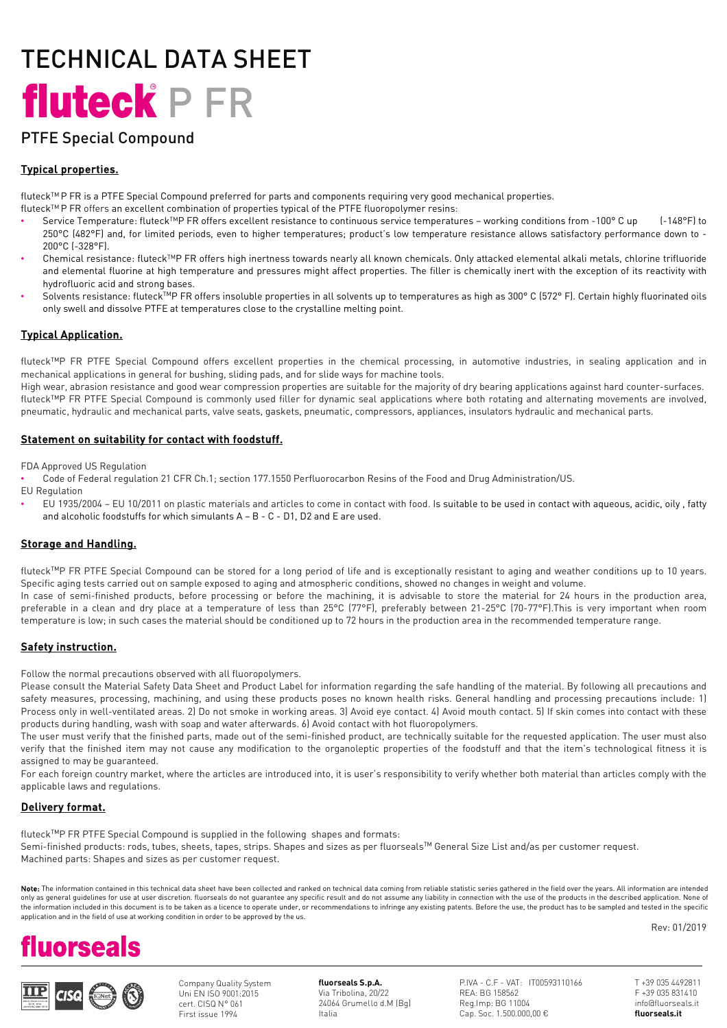# TECHNICAL DATA SHEET

# fluteck® P FR

## PTFE Special Compound

### Typical properties.

fluteck™ P FR is a PTFE Special Compound preferred for parts and components requiring very good mechanical properties.
fluteck™ P FR offers an excellent combination of properties typical of the PTFE fluoropolymer resins:

- Service Temperature: fluteck™P FR offers excellent resistance to continuous service temperatures – working conditions from -100° C up (-148°F) to 250°C (482°F) and, for limited periods, even to higher temperatures; product's low temperature resistance allows satisfactory performance down to -200°C (-328°F).
- Chemical resistance: fluteck™P FR offers high inertness towards nearly all known chemicals. Only attacked elemental alkali metals, chlorine trifluoride and elemental fluorine at high temperature and pressures might affect properties. The filler is chemically inert with the exception of its reactivity with hydrofluoric acid and strong bases.
- Solvents resistance: fluteck™P FR offers insoluble properties in all solvents up to temperatures as high as 300° C (572° F). Certain highly fluorinated oils only swell and dissolve PTFE at temperatures close to the crystalline melting point.

### Typical Application.

fluteck™P FR PTFE Special Compound offers excellent properties in the chemical processing, in automotive industries, in sealing application and in mechanical applications in general for bushing, sliding pads, and for slide ways for machine tools.
High wear, abrasion resistance and good wear compression properties are suitable for the majority of dry bearing applications against hard counter-surfaces.
fluteck™P FR PTFE Special Compound is commonly used filler for dynamic seal applications where both rotating and alternating movements are involved, pneumatic, hydraulic and mechanical parts, valve seats, gaskets, pneumatic, compressors, appliances, insulators hydraulic and mechanical parts.

### Statement on suitability for contact with foodstuff.

FDA Approved US Regulation

- Code of Federal regulation 21 CFR Ch.1; section 177.1550 Perfluorocarbon Resins of the Food and Drug Administration/US.

EU Regulation

- EU 1935/2004 – EU 10/2011 on plastic materials and articles to come in contact with food. Is suitable to be used in contact with aqueous, acidic, oily , fatty and alcoholic foodstuffs for which simulants A – B - C - D1, D2 and E are used.

### Storage and Handling.

fluteck™P FR PTFE Special Compound can be stored for a long period of life and is exceptionally resistant to aging and weather conditions up to 10 years. Specific aging tests carried out on sample exposed to aging and atmospheric conditions, showed no changes in weight and volume.
In case of semi-finished products, before processing or before the machining, it is advisable to store the material for 24 hours in the production area, preferable in a clean and dry place at a temperature of less than 25°C (77°F), preferably between 21-25°C (70-77°F).This is very important when room temperature is low; in such cases the material should be conditioned up to 72 hours in the production area in the recommended temperature range.

### Safety instruction.

Follow the normal precautions observed with all fluoropolymers.
Please consult the Material Safety Data Sheet and Product Label for information regarding the safe handling of the material. By following all precautions and safety measures, processing, machining, and using these products poses no known health risks. General handling and processing precautions include: 1) Process only in well-ventilated areas. 2) Do not smoke in working areas. 3) Avoid eye contact. 4) Avoid mouth contact. 5) If skin comes into contact with these products during handling, wash with soap and water afterwards. 6) Avoid contact with hot fluoropolymers.
The user must verify that the finished parts, made out of the semi-finished product, are technically suitable for the requested application. The user must also verify that the finished item may not cause any modification to the organoleptic properties of the foodstuff and that the item's technological fitness it is assigned to may be guaranteed.
For each foreign country market, where the articles are introduced into, it is user's responsibility to verify whether both material than articles comply with the applicable laws and regulations.

### Delivery format.

fluteck™P FR PTFE Special Compound is supplied in the following shapes and formats:
Semi-finished products: rods, tubes, sheets, tapes, strips. Shapes and sizes as per fluorseals™ General Size List and/as per customer request.
Machined parts: Shapes and sizes as per customer request.

**Note:** The information contained in this technical data sheet have been collected and ranked on technical data coming from reliable statistic series gathered in the field over the years. All information are intended only as general guidelines for use at user discretion. fluorseals do not guarantee any specific result and do not assume any liability in connection with the use of the products in the described application. None of the information included in this document is to be taken as a licence to operate under, or recommendations to infringe any existing patents. Before the use, the product has to be sampled and tested in the specific application and in the field of use at working condition in order to be approved by the us.

Rev: 01/2019

**fluorseals**

Company Quality System
Uni EN ISO 9001:2015
cert. CISQ N° 061
First issue 1994

**fluorseals S.p.A.**
Via Tribolina, 20/22
24064 Grumello d.M (Bg)
Italia

P.IVA - C.F - VAT: IT00593110166
REA: BG 158562
Reg.Imp: BG 11004
Cap. Soc. 1.500.000,00 €

T +39 035 4492811
F +39 035 831410
info@fluorseals.it
**fluorseals.it**